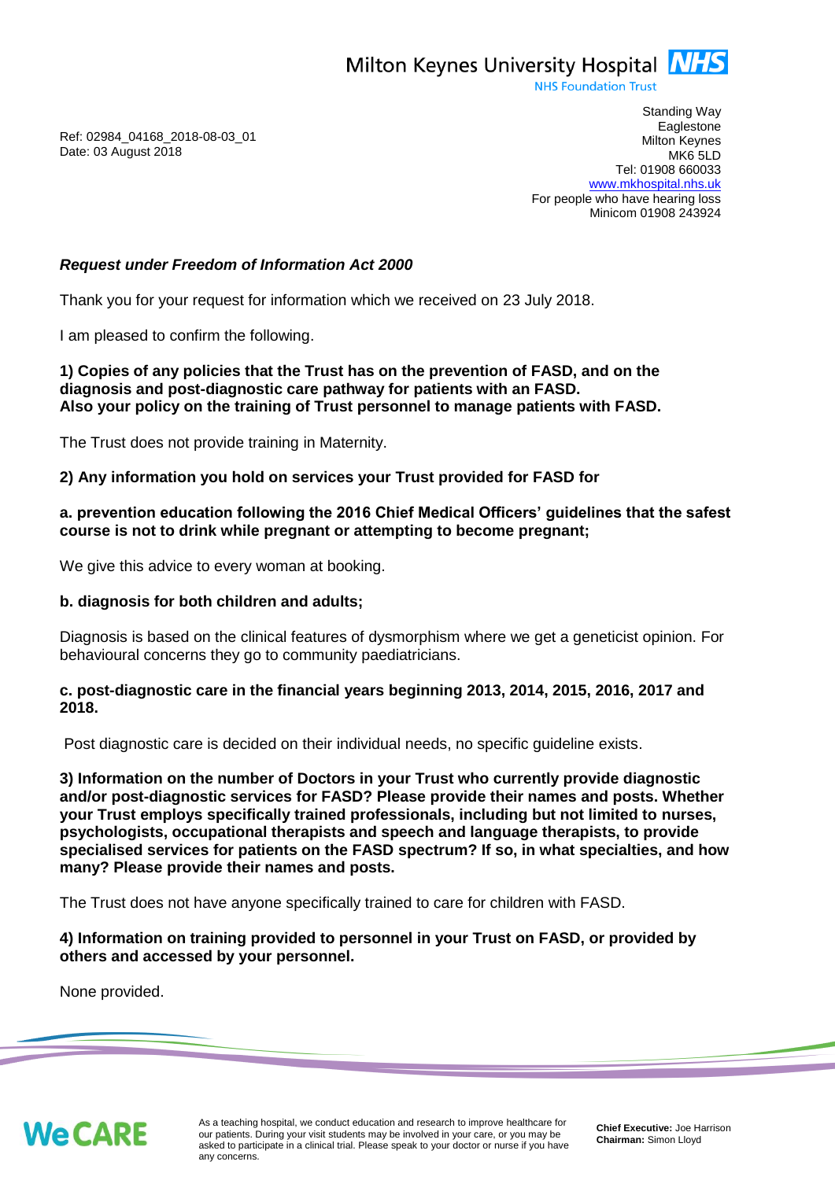Milton Keynes University Hospital NHS
NHS Foundation Trust

Standing Way
Eaglestone
Milton Keynes
MK6 5LD
Tel: 01908 660033
www.mkhospital.nhs.uk
For people who have hearing loss
Minicom 01908 243924

Ref: 02984_04168_2018-08-03_01
Date: 03 August 2018

***Request under Freedom of Information Act 2000***

Thank you for your request for information which we received on 23 July 2018.

I am pleased to confirm the following.

**1) Copies of any policies that the Trust has on the prevention of FASD, and on the diagnosis and post-diagnostic care pathway for patients with an FASD. Also your policy on the training of Trust personnel to manage patients with FASD.**

The Trust does not provide training in Maternity.

**2) Any information you hold on services your Trust provided for FASD for**

**a. prevention education following the 2016 Chief Medical Officers' guidelines that the safest course is not to drink while pregnant or attempting to become pregnant;**

We give this advice to every woman at booking.

**b. diagnosis for both children and adults;**

Diagnosis is based on the clinical features of dysmorphism where we get a geneticist opinion. For behavioural concerns they go to community paediatricians.

**c. post-diagnostic care in the financial years beginning 2013, 2014, 2015, 2016, 2017 and 2018.**

Post diagnostic care is decided on their individual needs, no specific guideline exists.

**3) Information on the number of Doctors in your Trust who currently provide diagnostic and/or post-diagnostic services for FASD? Please provide their names and posts. Whether your Trust employs specifically trained professionals, including but not limited to nurses, psychologists, occupational therapists and speech and language therapists, to provide specialised services for patients on the FASD spectrum? If so, in what specialties, and how many? Please provide their names and posts.**

The Trust does not have anyone specifically trained to care for children with FASD.

**4) Information on training provided to personnel in your Trust on FASD, or provided by others and accessed by your personnel.**

None provided.

We CARE

As a teaching hospital, we conduct education and research to improve healthcare for our patients. During your visit students may be involved in your care, or you may be asked to participate in a clinical trial. Please speak to your doctor or nurse if you have any concerns.

**Chief Executive:** Joe Harrison
**Chairman:** Simon Lloyd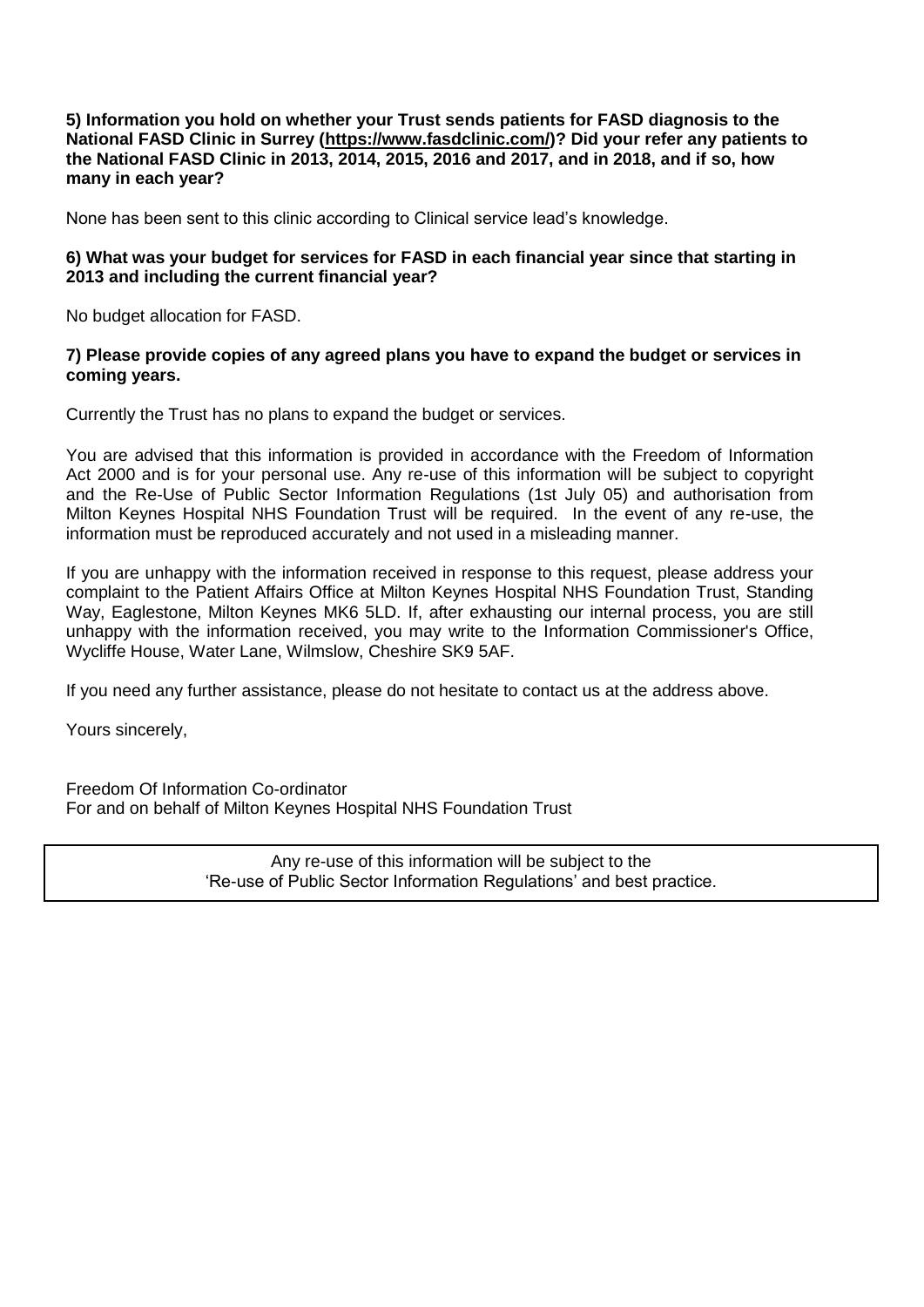**5) Information you hold on whether your Trust sends patients for FASD diagnosis to the National FASD Clinic in Surrey (https://www.fasdclinic.com/)? Did your refer any patients to the National FASD Clinic in 2013, 2014, 2015, 2016 and 2017, and in 2018, and if so, how many in each year?**

None has been sent to this clinic according to Clinical service lead's knowledge.

**6) What was your budget for services for FASD in each financial year since that starting in 2013 and including the current financial year?**

No budget allocation for FASD.

**7) Please provide copies of any agreed plans you have to expand the budget or services in coming years.**

Currently the Trust has no plans to expand the budget or services.

You are advised that this information is provided in accordance with the Freedom of Information Act 2000 and is for your personal use. Any re-use of this information will be subject to copyright and the Re-Use of Public Sector Information Regulations (1st July 05) and authorisation from Milton Keynes Hospital NHS Foundation Trust will be required. In the event of any re-use, the information must be reproduced accurately and not used in a misleading manner.

If you are unhappy with the information received in response to this request, please address your complaint to the Patient Affairs Office at Milton Keynes Hospital NHS Foundation Trust, Standing Way, Eaglestone, Milton Keynes MK6 5LD. If, after exhausting our internal process, you are still unhappy with the information received, you may write to the Information Commissioner's Office, Wycliffe House, Water Lane, Wilmslow, Cheshire SK9 5AF.

If you need any further assistance, please do not hesitate to contact us at the address above.

Yours sincerely,

Freedom Of Information Co-ordinator
For and on behalf of Milton Keynes Hospital NHS Foundation Trust

Any re-use of this information will be subject to the
'Re-use of Public Sector Information Regulations' and best practice.